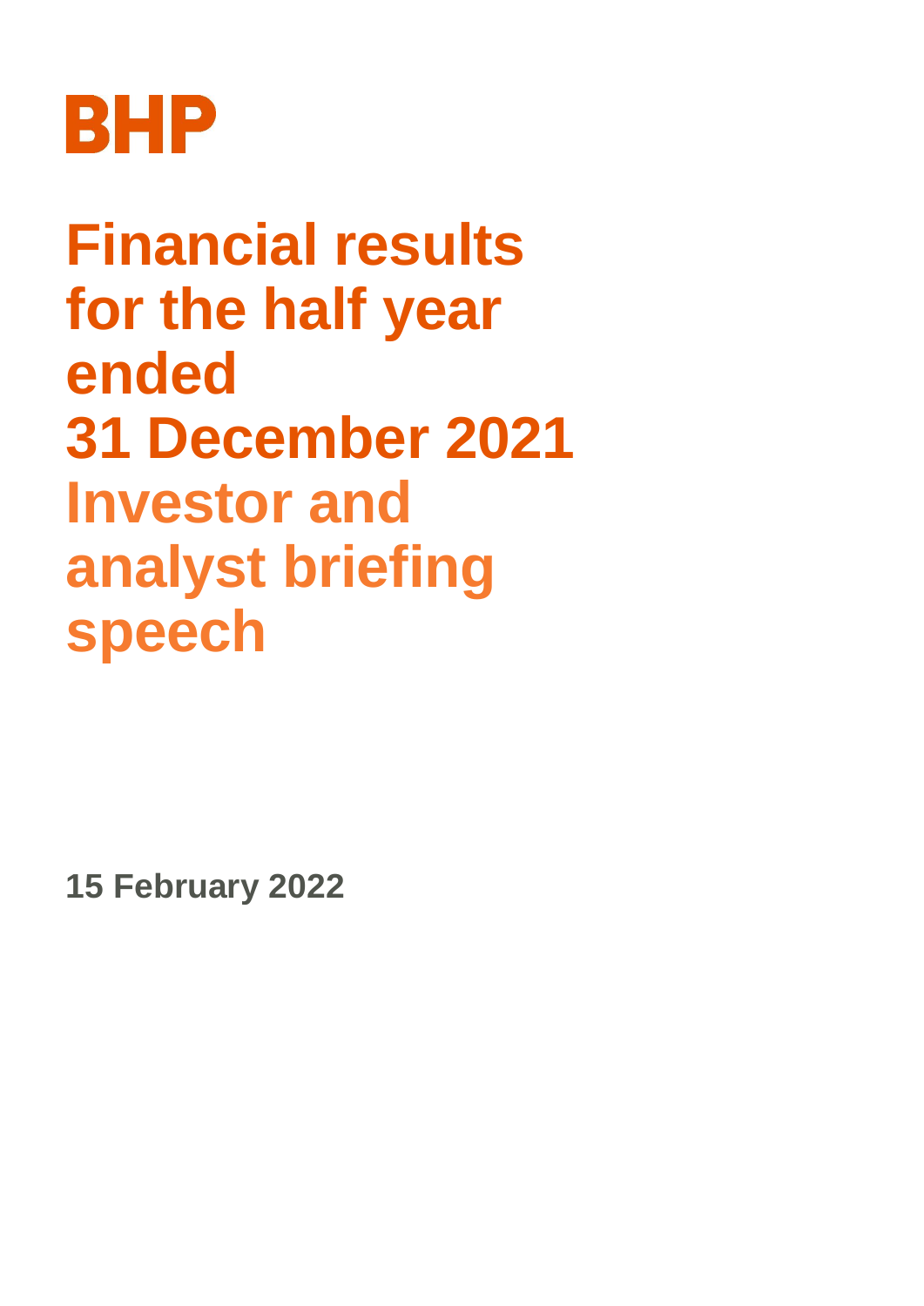# BHP

# Financial results for the half year ended 31 December 2021

## Investor and analyst briefing speech

**15 February 2022**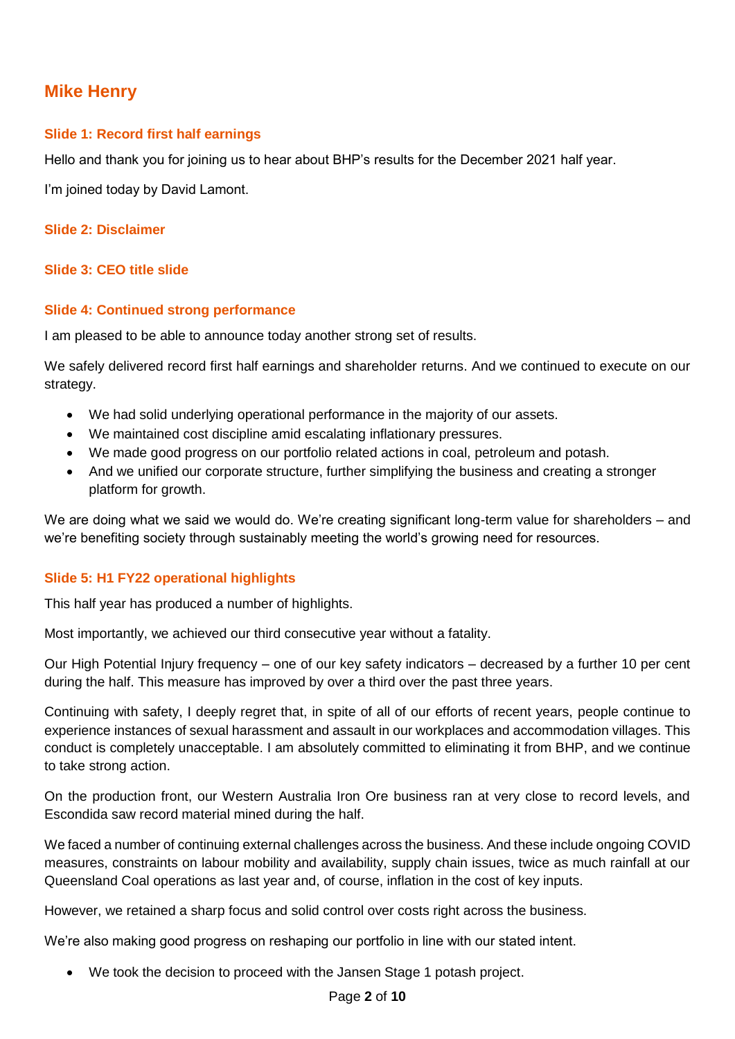## Mike Henry

### Slide 1: Record first half earnings

Hello and thank you for joining us to hear about BHP's results for the December 2021 half year.

I'm joined today by David Lamont.

### Slide 2: Disclaimer

### Slide 3: CEO title slide

### Slide 4: Continued strong performance

I am pleased to be able to announce today another strong set of results.

We safely delivered record first half earnings and shareholder returns. And we continued to execute on our strategy.

- We had solid underlying operational performance in the majority of our assets.
- We maintained cost discipline amid escalating inflationary pressures.
- We made good progress on our portfolio related actions in coal, petroleum and potash.
- And we unified our corporate structure, further simplifying the business and creating a stronger platform for growth.

We are doing what we said we would do. We're creating significant long-term value for shareholders – and we're benefiting society through sustainably meeting the world's growing need for resources.

### Slide 5: H1 FY22 operational highlights

This half year has produced a number of highlights.

Most importantly, we achieved our third consecutive year without a fatality.

Our High Potential Injury frequency – one of our key safety indicators – decreased by a further 10 per cent during the half. This measure has improved by over a third over the past three years.

Continuing with safety, I deeply regret that, in spite of all of our efforts of recent years, people continue to experience instances of sexual harassment and assault in our workplaces and accommodation villages. This conduct is completely unacceptable. I am absolutely committed to eliminating it from BHP, and we continue to take strong action.

On the production front, our Western Australia Iron Ore business ran at very close to record levels, and Escondida saw record material mined during the half.

We faced a number of continuing external challenges across the business. And these include ongoing COVID measures, constraints on labour mobility and availability, supply chain issues, twice as much rainfall at our Queensland Coal operations as last year and, of course, inflation in the cost of key inputs.

However, we retained a sharp focus and solid control over costs right across the business.

We're also making good progress on reshaping our portfolio in line with our stated intent.

- We took the decision to proceed with the Jansen Stage 1 potash project.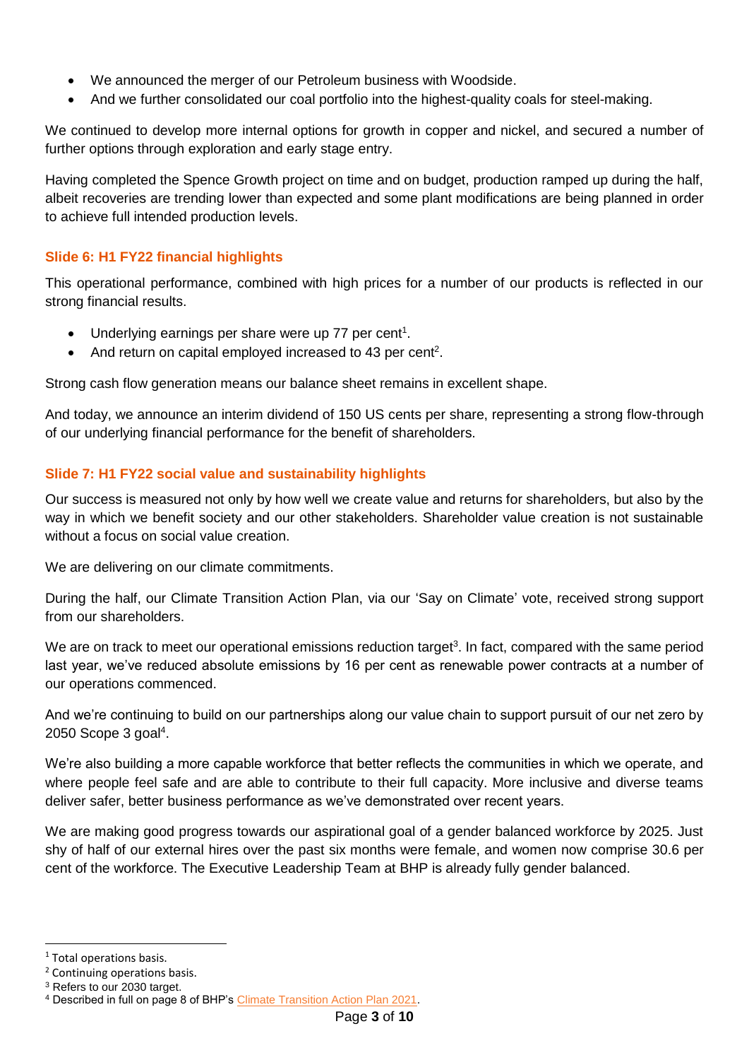- We announced the merger of our Petroleum business with Woodside.
- And we further consolidated our coal portfolio into the highest-quality coals for steel-making.

We continued to develop more internal options for growth in copper and nickel, and secured a number of further options through exploration and early stage entry.

Having completed the Spence Growth project on time and on budget, production ramped up during the half, albeit recoveries are trending lower than expected and some plant modifications are being planned in order to achieve full intended production levels.

### Slide 6: H1 FY22 financial highlights

This operational performance, combined with high prices for a number of our products is reflected in our strong financial results.

- Underlying earnings per share were up 77 per cent[1].
- And return on capital employed increased to 43 per cent[2].

Strong cash flow generation means our balance sheet remains in excellent shape.

And today, we announce an interim dividend of 150 US cents per share, representing a strong flow-through of our underlying financial performance for the benefit of shareholders.

### Slide 7: H1 FY22 social value and sustainability highlights

Our success is measured not only by how well we create value and returns for shareholders, but also by the way in which we benefit society and our other stakeholders. Shareholder value creation is not sustainable without a focus on social value creation.

We are delivering on our climate commitments.

During the half, our Climate Transition Action Plan, via our 'Say on Climate' vote, received strong support from our shareholders.

We are on track to meet our operational emissions reduction target[3]. In fact, compared with the same period last year, we've reduced absolute emissions by 16 per cent as renewable power contracts at a number of our operations commenced.

And we're continuing to build on our partnerships along our value chain to support pursuit of our net zero by 2050 Scope 3 goal[4].

We're also building a more capable workforce that better reflects the communities in which we operate, and where people feel safe and are able to contribute to their full capacity. More inclusive and diverse teams deliver safer, better business performance as we've demonstrated over recent years.

We are making good progress towards our aspirational goal of a gender balanced workforce by 2025. Just shy of half of our external hires over the past six months were female, and women now comprise 30.6 per cent of the workforce. The Executive Leadership Team at BHP is already fully gender balanced.

---

[1] Total operations basis.
[2] Continuing operations basis.
[3] Refers to our 2030 target.
[4] Described in full on page 8 of BHP's Climate Transition Action Plan 2021.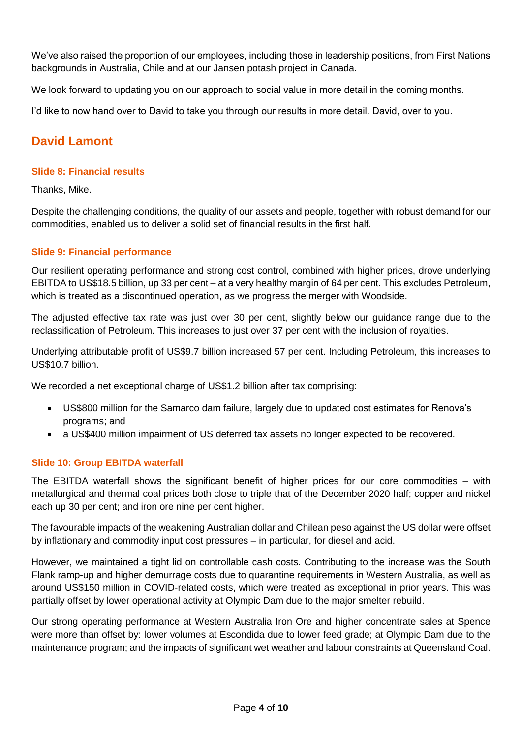We've also raised the proportion of our employees, including those in leadership positions, from First Nations backgrounds in Australia, Chile and at our Jansen potash project in Canada.

We look forward to updating you on our approach to social value in more detail in the coming months.

I'd like to now hand over to David to take you through our results in more detail. David, over to you.

## David Lamont

### Slide 8: Financial results

Thanks, Mike.

Despite the challenging conditions, the quality of our assets and people, together with robust demand for our commodities, enabled us to deliver a solid set of financial results in the first half.

### Slide 9: Financial performance

Our resilient operating performance and strong cost control, combined with higher prices, drove underlying EBITDA to US$18.5 billion, up 33 per cent – at a very healthy margin of 64 per cent. This excludes Petroleum, which is treated as a discontinued operation, as we progress the merger with Woodside.

The adjusted effective tax rate was just over 30 per cent, slightly below our guidance range due to the reclassification of Petroleum. This increases to just over 37 per cent with the inclusion of royalties.

Underlying attributable profit of US$9.7 billion increased 57 per cent. Including Petroleum, this increases to US$10.7 billion.

We recorded a net exceptional charge of US$1.2 billion after tax comprising:

- US$800 million for the Samarco dam failure, largely due to updated cost estimates for Renova's programs; and
- a US$400 million impairment of US deferred tax assets no longer expected to be recovered.

### Slide 10: Group EBITDA waterfall

The EBITDA waterfall shows the significant benefit of higher prices for our core commodities – with metallurgical and thermal coal prices both close to triple that of the December 2020 half; copper and nickel each up 30 per cent; and iron ore nine per cent higher.

The favourable impacts of the weakening Australian dollar and Chilean peso against the US dollar were offset by inflationary and commodity input cost pressures – in particular, for diesel and acid.

However, we maintained a tight lid on controllable cash costs. Contributing to the increase was the South Flank ramp-up and higher demurrage costs due to quarantine requirements in Western Australia, as well as around US$150 million in COVID-related costs, which were treated as exceptional in prior years. This was partially offset by lower operational activity at Olympic Dam due to the major smelter rebuild.

Our strong operating performance at Western Australia Iron Ore and higher concentrate sales at Spence were more than offset by: lower volumes at Escondida due to lower feed grade; at Olympic Dam due to the maintenance program; and the impacts of significant wet weather and labour constraints at Queensland Coal.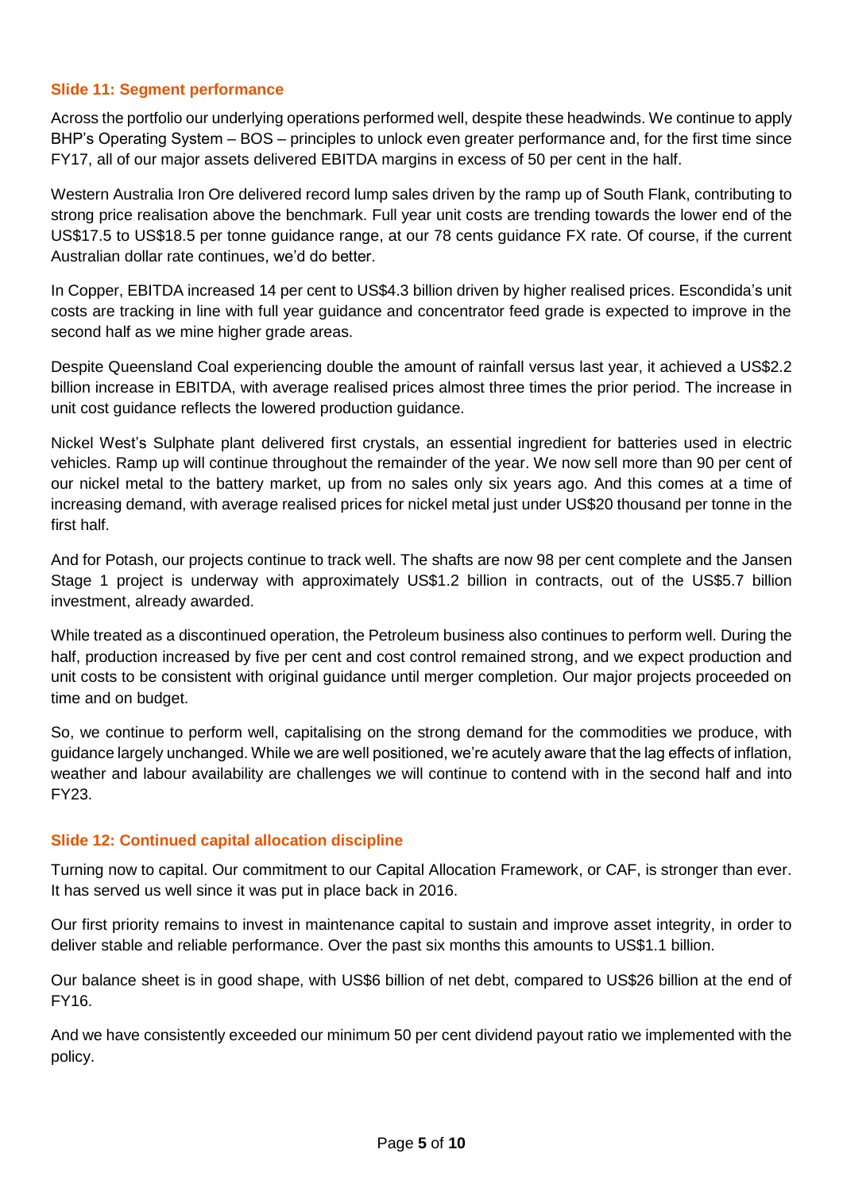### Slide 11: Segment performance

Across the portfolio our underlying operations performed well, despite these headwinds. We continue to apply BHP's Operating System – BOS – principles to unlock even greater performance and, for the first time since FY17, all of our major assets delivered EBITDA margins in excess of 50 per cent in the half.

Western Australia Iron Ore delivered record lump sales driven by the ramp up of South Flank, contributing to strong price realisation above the benchmark. Full year unit costs are trending towards the lower end of the US$17.5 to US$18.5 per tonne guidance range, at our 78 cents guidance FX rate. Of course, if the current Australian dollar rate continues, we'd do better.

In Copper, EBITDA increased 14 per cent to US$4.3 billion driven by higher realised prices. Escondida's unit costs are tracking in line with full year guidance and concentrator feed grade is expected to improve in the second half as we mine higher grade areas.

Despite Queensland Coal experiencing double the amount of rainfall versus last year, it achieved a US$2.2 billion increase in EBITDA, with average realised prices almost three times the prior period. The increase in unit cost guidance reflects the lowered production guidance.

Nickel West's Sulphate plant delivered first crystals, an essential ingredient for batteries used in electric vehicles. Ramp up will continue throughout the remainder of the year. We now sell more than 90 per cent of our nickel metal to the battery market, up from no sales only six years ago. And this comes at a time of increasing demand, with average realised prices for nickel metal just under US$20 thousand per tonne in the first half.

And for Potash, our projects continue to track well. The shafts are now 98 per cent complete and the Jansen Stage 1 project is underway with approximately US$1.2 billion in contracts, out of the US$5.7 billion investment, already awarded.

While treated as a discontinued operation, the Petroleum business also continues to perform well. During the half, production increased by five per cent and cost control remained strong, and we expect production and unit costs to be consistent with original guidance until merger completion. Our major projects proceeded on time and on budget.

So, we continue to perform well, capitalising on the strong demand for the commodities we produce, with guidance largely unchanged. While we are well positioned, we're acutely aware that the lag effects of inflation, weather and labour availability are challenges we will continue to contend with in the second half and into FY23.

### Slide 12: Continued capital allocation discipline

Turning now to capital. Our commitment to our Capital Allocation Framework, or CAF, is stronger than ever. It has served us well since it was put in place back in 2016.

Our first priority remains to invest in maintenance capital to sustain and improve asset integrity, in order to deliver stable and reliable performance. Over the past six months this amounts to US$1.1 billion.

Our balance sheet is in good shape, with US$6 billion of net debt, compared to US$26 billion at the end of FY16.

And we have consistently exceeded our minimum 50 per cent dividend payout ratio we implemented with the policy.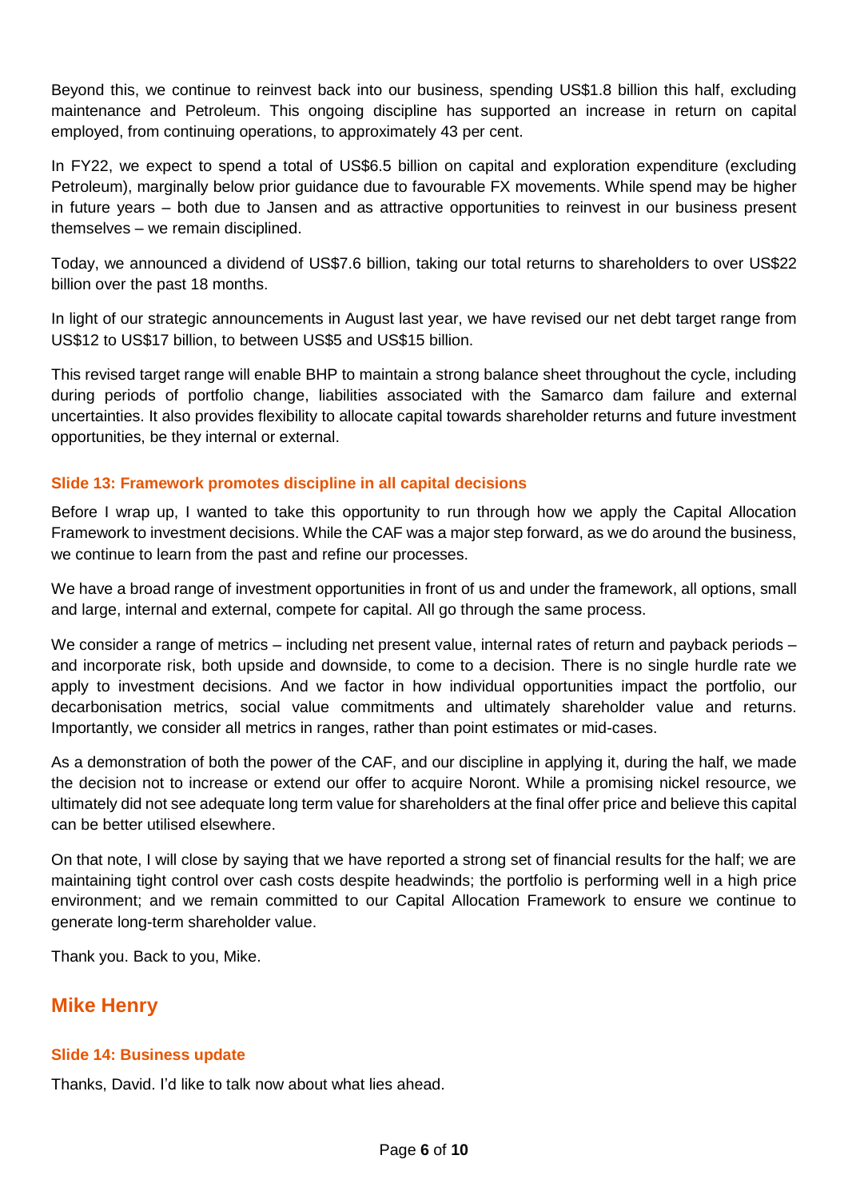Beyond this, we continue to reinvest back into our business, spending US$1.8 billion this half, excluding maintenance and Petroleum. This ongoing discipline has supported an increase in return on capital employed, from continuing operations, to approximately 43 per cent.

In FY22, we expect to spend a total of US$6.5 billion on capital and exploration expenditure (excluding Petroleum), marginally below prior guidance due to favourable FX movements. While spend may be higher in future years – both due to Jansen and as attractive opportunities to reinvest in our business present themselves – we remain disciplined.

Today, we announced a dividend of US$7.6 billion, taking our total returns to shareholders to over US$22 billion over the past 18 months.

In light of our strategic announcements in August last year, we have revised our net debt target range from US$12 to US$17 billion, to between US$5 and US$15 billion.

This revised target range will enable BHP to maintain a strong balance sheet throughout the cycle, including during periods of portfolio change, liabilities associated with the Samarco dam failure and external uncertainties. It also provides flexibility to allocate capital towards shareholder returns and future investment opportunities, be they internal or external.

#### Slide 13: Framework promotes discipline in all capital decisions

Before I wrap up, I wanted to take this opportunity to run through how we apply the Capital Allocation Framework to investment decisions. While the CAF was a major step forward, as we do around the business, we continue to learn from the past and refine our processes.

We have a broad range of investment opportunities in front of us and under the framework, all options, small and large, internal and external, compete for capital. All go through the same process.

We consider a range of metrics – including net present value, internal rates of return and payback periods – and incorporate risk, both upside and downside, to come to a decision. There is no single hurdle rate we apply to investment decisions. And we factor in how individual opportunities impact the portfolio, our decarbonisation metrics, social value commitments and ultimately shareholder value and returns. Importantly, we consider all metrics in ranges, rather than point estimates or mid-cases.

As a demonstration of both the power of the CAF, and our discipline in applying it, during the half, we made the decision not to increase or extend our offer to acquire Noront. While a promising nickel resource, we ultimately did not see adequate long term value for shareholders at the final offer price and believe this capital can be better utilised elsewhere.

On that note, I will close by saying that we have reported a strong set of financial results for the half; we are maintaining tight control over cash costs despite headwinds; the portfolio is performing well in a high price environment; and we remain committed to our Capital Allocation Framework to ensure we continue to generate long-term shareholder value.

Thank you. Back to you, Mike.

## Mike Henry

#### Slide 14: Business update

Thanks, David. I'd like to talk now about what lies ahead.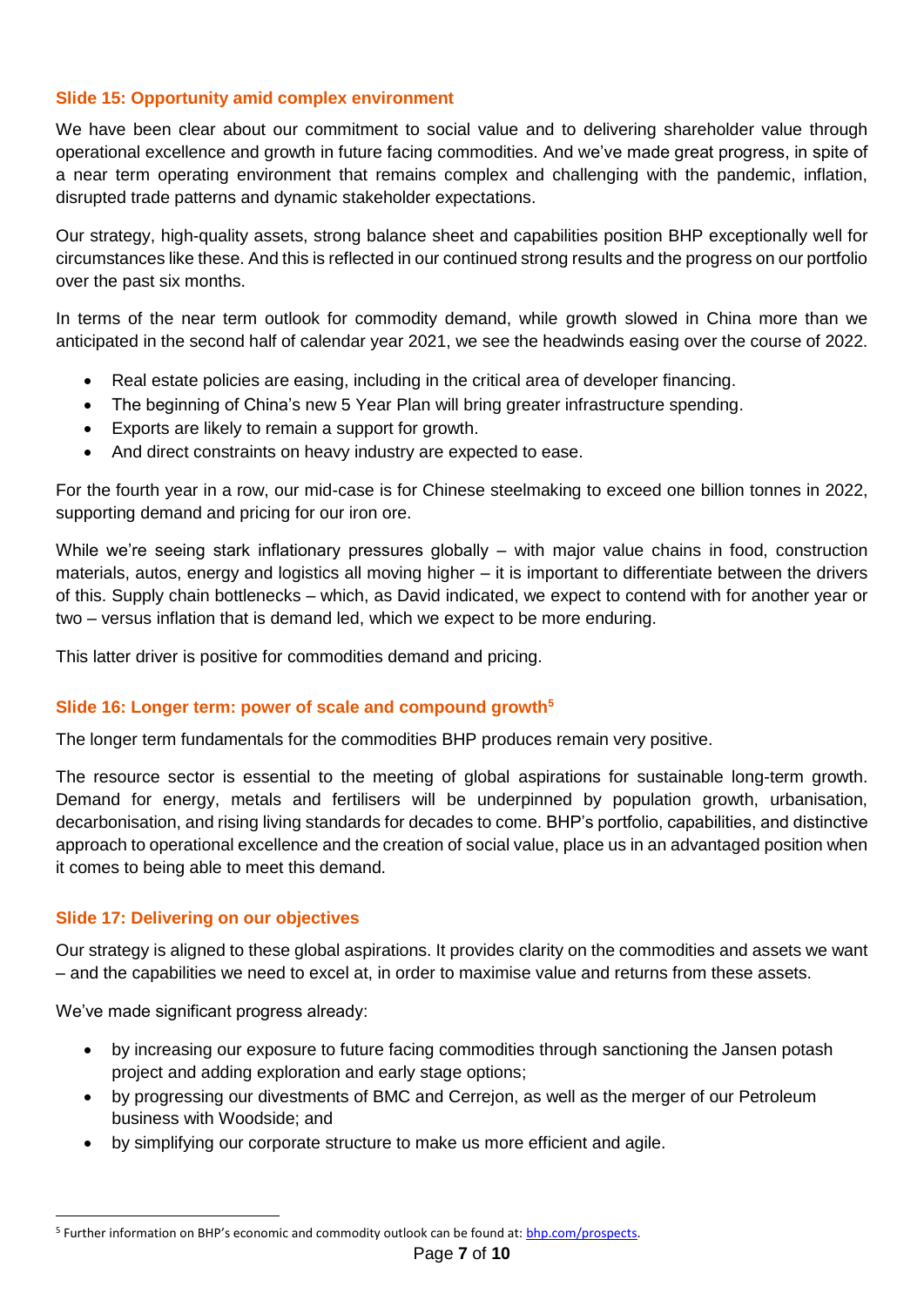### Slide 15: Opportunity amid complex environment

We have been clear about our commitment to social value and to delivering shareholder value through operational excellence and growth in future facing commodities. And we've made great progress, in spite of a near term operating environment that remains complex and challenging with the pandemic, inflation, disrupted trade patterns and dynamic stakeholder expectations.

Our strategy, high-quality assets, strong balance sheet and capabilities position BHP exceptionally well for circumstances like these. And this is reflected in our continued strong results and the progress on our portfolio over the past six months.

In terms of the near term outlook for commodity demand, while growth slowed in China more than we anticipated in the second half of calendar year 2021, we see the headwinds easing over the course of 2022.

- Real estate policies are easing, including in the critical area of developer financing.
- The beginning of China's new 5 Year Plan will bring greater infrastructure spending.
- Exports are likely to remain a support for growth.
- And direct constraints on heavy industry are expected to ease.

For the fourth year in a row, our mid-case is for Chinese steelmaking to exceed one billion tonnes in 2022, supporting demand and pricing for our iron ore.

While we're seeing stark inflationary pressures globally – with major value chains in food, construction materials, autos, energy and logistics all moving higher – it is important to differentiate between the drivers of this. Supply chain bottlenecks – which, as David indicated, we expect to contend with for another year or two – versus inflation that is demand led, which we expect to be more enduring.

This latter driver is positive for commodities demand and pricing.

### Slide 16: Longer term: power of scale and compound growth[5]

The longer term fundamentals for the commodities BHP produces remain very positive.

The resource sector is essential to the meeting of global aspirations for sustainable long-term growth. Demand for energy, metals and fertilisers will be underpinned by population growth, urbanisation, decarbonisation, and rising living standards for decades to come. BHP's portfolio, capabilities, and distinctive approach to operational excellence and the creation of social value, place us in an advantaged position when it comes to being able to meet this demand.

### Slide 17: Delivering on our objectives

Our strategy is aligned to these global aspirations. It provides clarity on the commodities and assets we want – and the capabilities we need to excel at, in order to maximise value and returns from these assets.

We've made significant progress already:

- by increasing our exposure to future facing commodities through sanctioning the Jansen potash project and adding exploration and early stage options;
- by progressing our divestments of BMC and Cerrejon, as well as the merger of our Petroleum business with Woodside; and
- by simplifying our corporate structure to make us more efficient and agile.

---

[5] Further information on BHP's economic and commodity outlook can be found at: bhp.com/prospects.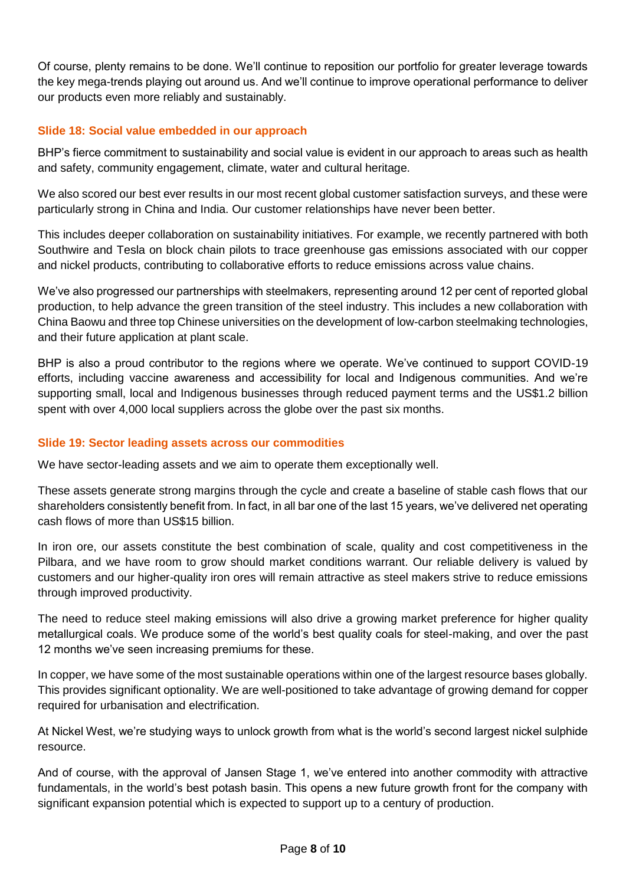Of course, plenty remains to be done. We'll continue to reposition our portfolio for greater leverage towards the key mega-trends playing out around us. And we'll continue to improve operational performance to deliver our products even more reliably and sustainably.

### Slide 18: Social value embedded in our approach

BHP's fierce commitment to sustainability and social value is evident in our approach to areas such as health and safety, community engagement, climate, water and cultural heritage.

We also scored our best ever results in our most recent global customer satisfaction surveys, and these were particularly strong in China and India. Our customer relationships have never been better.

This includes deeper collaboration on sustainability initiatives. For example, we recently partnered with both Southwire and Tesla on block chain pilots to trace greenhouse gas emissions associated with our copper and nickel products, contributing to collaborative efforts to reduce emissions across value chains.

We've also progressed our partnerships with steelmakers, representing around 12 per cent of reported global production, to help advance the green transition of the steel industry. This includes a new collaboration with China Baowu and three top Chinese universities on the development of low-carbon steelmaking technologies, and their future application at plant scale.

BHP is also a proud contributor to the regions where we operate. We've continued to support COVID-19 efforts, including vaccine awareness and accessibility for local and Indigenous communities. And we're supporting small, local and Indigenous businesses through reduced payment terms and the US$1.2 billion spent with over 4,000 local suppliers across the globe over the past six months.

### Slide 19: Sector leading assets across our commodities

We have sector-leading assets and we aim to operate them exceptionally well.

These assets generate strong margins through the cycle and create a baseline of stable cash flows that our shareholders consistently benefit from. In fact, in all bar one of the last 15 years, we've delivered net operating cash flows of more than US$15 billion.

In iron ore, our assets constitute the best combination of scale, quality and cost competitiveness in the Pilbara, and we have room to grow should market conditions warrant. Our reliable delivery is valued by customers and our higher-quality iron ores will remain attractive as steel makers strive to reduce emissions through improved productivity.

The need to reduce steel making emissions will also drive a growing market preference for higher quality metallurgical coals. We produce some of the world's best quality coals for steel-making, and over the past 12 months we've seen increasing premiums for these.

In copper, we have some of the most sustainable operations within one of the largest resource bases globally. This provides significant optionality. We are well-positioned to take advantage of growing demand for copper required for urbanisation and electrification.

At Nickel West, we're studying ways to unlock growth from what is the world's second largest nickel sulphide resource.

And of course, with the approval of Jansen Stage 1, we've entered into another commodity with attractive fundamentals, in the world's best potash basin. This opens a new future growth front for the company with significant expansion potential which is expected to support up to a century of production.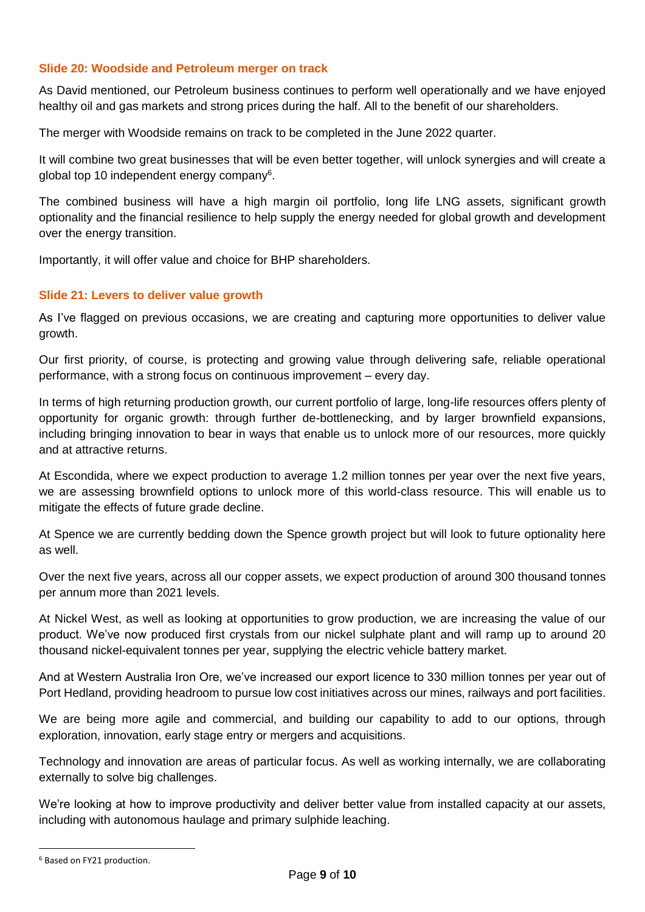### Slide 20: Woodside and Petroleum merger on track

As David mentioned, our Petroleum business continues to perform well operationally and we have enjoyed healthy oil and gas markets and strong prices during the half. All to the benefit of our shareholders.

The merger with Woodside remains on track to be completed in the June 2022 quarter.

It will combine two great businesses that will be even better together, will unlock synergies and will create a global top 10 independent energy company[6].

The combined business will have a high margin oil portfolio, long life LNG assets, significant growth optionality and the financial resilience to help supply the energy needed for global growth and development over the energy transition.

Importantly, it will offer value and choice for BHP shareholders.

### Slide 21: Levers to deliver value growth

As I've flagged on previous occasions, we are creating and capturing more opportunities to deliver value growth.

Our first priority, of course, is protecting and growing value through delivering safe, reliable operational performance, with a strong focus on continuous improvement – every day.

In terms of high returning production growth, our current portfolio of large, long-life resources offers plenty of opportunity for organic growth: through further de-bottlenecking, and by larger brownfield expansions, including bringing innovation to bear in ways that enable us to unlock more of our resources, more quickly and at attractive returns.

At Escondida, where we expect production to average 1.2 million tonnes per year over the next five years, we are assessing brownfield options to unlock more of this world-class resource. This will enable us to mitigate the effects of future grade decline.

At Spence we are currently bedding down the Spence growth project but will look to future optionality here as well.

Over the next five years, across all our copper assets, we expect production of around 300 thousand tonnes per annum more than 2021 levels.

At Nickel West, as well as looking at opportunities to grow production, we are increasing the value of our product. We've now produced first crystals from our nickel sulphate plant and will ramp up to around 20 thousand nickel-equivalent tonnes per year, supplying the electric vehicle battery market.

And at Western Australia Iron Ore, we've increased our export licence to 330 million tonnes per year out of Port Hedland, providing headroom to pursue low cost initiatives across our mines, railways and port facilities.

We are being more agile and commercial, and building our capability to add to our options, through exploration, innovation, early stage entry or mergers and acquisitions.

Technology and innovation are areas of particular focus. As well as working internally, we are collaborating externally to solve big challenges.

We're looking at how to improve productivity and deliver better value from installed capacity at our assets, including with autonomous haulage and primary sulphide leaching.

---

[6] Based on FY21 production.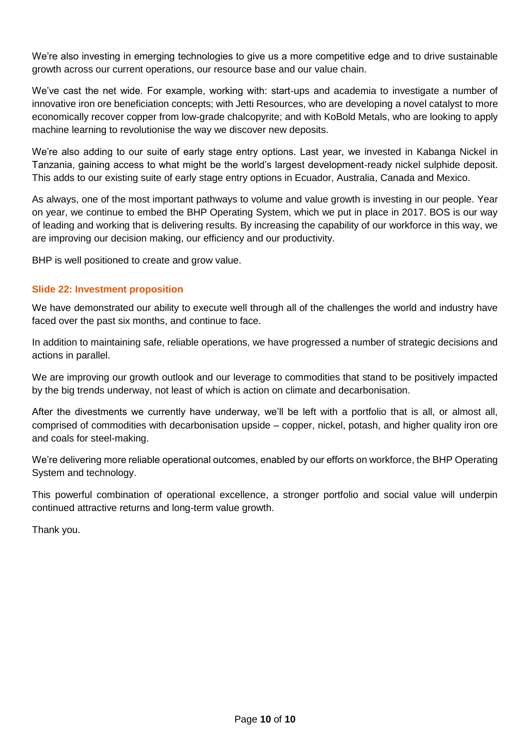We're also investing in emerging technologies to give us a more competitive edge and to drive sustainable growth across our current operations, our resource base and our value chain.

We've cast the net wide. For example, working with: start-ups and academia to investigate a number of innovative iron ore beneficiation concepts; with Jetti Resources, who are developing a novel catalyst to more economically recover copper from low-grade chalcopyrite; and with KoBold Metals, who are looking to apply machine learning to revolutionise the way we discover new deposits.

We're also adding to our suite of early stage entry options. Last year, we invested in Kabanga Nickel in Tanzania, gaining access to what might be the world's largest development-ready nickel sulphide deposit. This adds to our existing suite of early stage entry options in Ecuador, Australia, Canada and Mexico.

As always, one of the most important pathways to volume and value growth is investing in our people. Year on year, we continue to embed the BHP Operating System, which we put in place in 2017. BOS is our way of leading and working that is delivering results. By increasing the capability of our workforce in this way, we are improving our decision making, our efficiency and our productivity.

BHP is well positioned to create and grow value.

### Slide 22: Investment proposition

We have demonstrated our ability to execute well through all of the challenges the world and industry have faced over the past six months, and continue to face.

In addition to maintaining safe, reliable operations, we have progressed a number of strategic decisions and actions in parallel.

We are improving our growth outlook and our leverage to commodities that stand to be positively impacted by the big trends underway, not least of which is action on climate and decarbonisation.

After the divestments we currently have underway, we'll be left with a portfolio that is all, or almost all, comprised of commodities with decarbonisation upside – copper, nickel, potash, and higher quality iron ore and coals for steel-making.

We're delivering more reliable operational outcomes, enabled by our efforts on workforce, the BHP Operating System and technology.

This powerful combination of operational excellence, a stronger portfolio and social value will underpin continued attractive returns and long-term value growth.

Thank you.